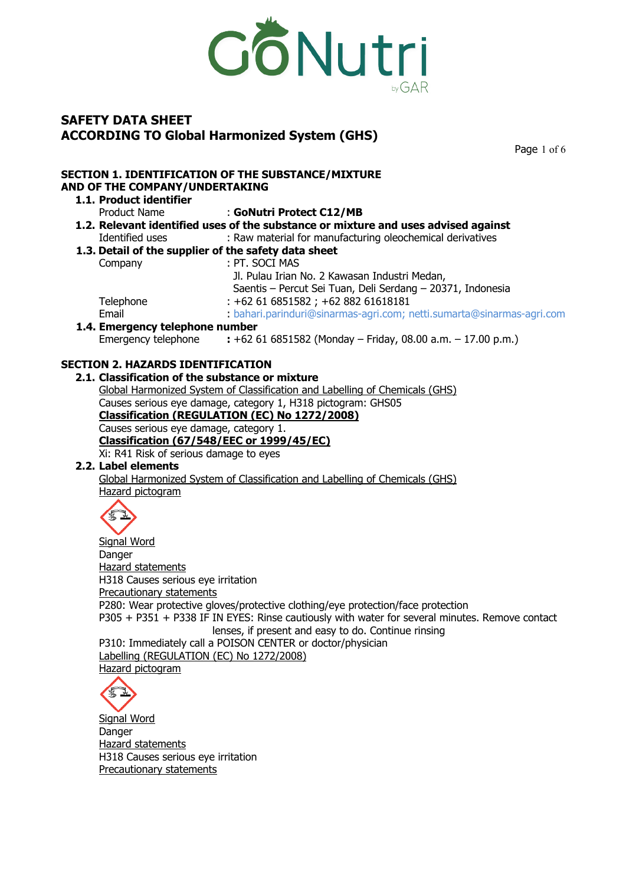# SAFETY DATA SHEET
# ACCORDING TO Global Harmonized System (GHS)

## SECTION 1. IDENTIFICATION OF THE SUBSTANCE/MIXTURE AND OF THE COMPANY/UNDERTAKING

### 1.1. Product identifier

Product Name : **GoNutri Protect C12/MB**

### 1.2. Relevant identified uses of the substance or mixture and uses advised against

Identified uses : Raw material for manufacturing oleochemical derivatives

### 1.3. Detail of the supplier of the safety data sheet

Company : PT. SOCI MAS
Jl. Pulau Irian No. 2 Kawasan Industri Medan,
Saentis – Percut Sei Tuan, Deli Serdang – 20371, Indonesia

Telephone : +62 61 6851582 ; +62 882 61618181

Email : bahari.parinduri@sinarmas-agri.com; netti.sumarta@sinarmas-agri.com

### 1.4. Emergency telephone number

Emergency telephone **:** +62 61 6851582 (Monday – Friday, 08.00 a.m. – 17.00 p.m.)

## SECTION 2. HAZARDS IDENTIFICATION

### 2.1. Classification of the substance or mixture

Global Harmonized System of Classification and Labelling of Chemicals (GHS)

Causes serious eye damage, category 1, H318 pictogram: GHS05

**Classification (REGULATION (EC) No 1272/2008)**

Causes serious eye damage, category 1.

**Classification (67/548/EEC or 1999/45/EC)**

Xi: R41 Risk of serious damage to eyes

### 2.2. Label elements

Global Harmonized System of Classification and Labelling of Chemicals (GHS)

Hazard pictogram

Signal Word

Danger

Hazard statements

H318 Causes serious eye irritation

Precautionary statements

P280: Wear protective gloves/protective clothing/eye protection/face protection

P305 + P351 + P338 IF IN EYES: Rinse cautiously with water for several minutes. Remove contact lenses, if present and easy to do. Continue rinsing

P310: Immediately call a POISON CENTER or doctor/physician

Labelling (REGULATION (EC) No 1272/2008)

Hazard pictogram

Signal Word

Danger

Hazard statements

H318 Causes serious eye irritation

Precautionary statements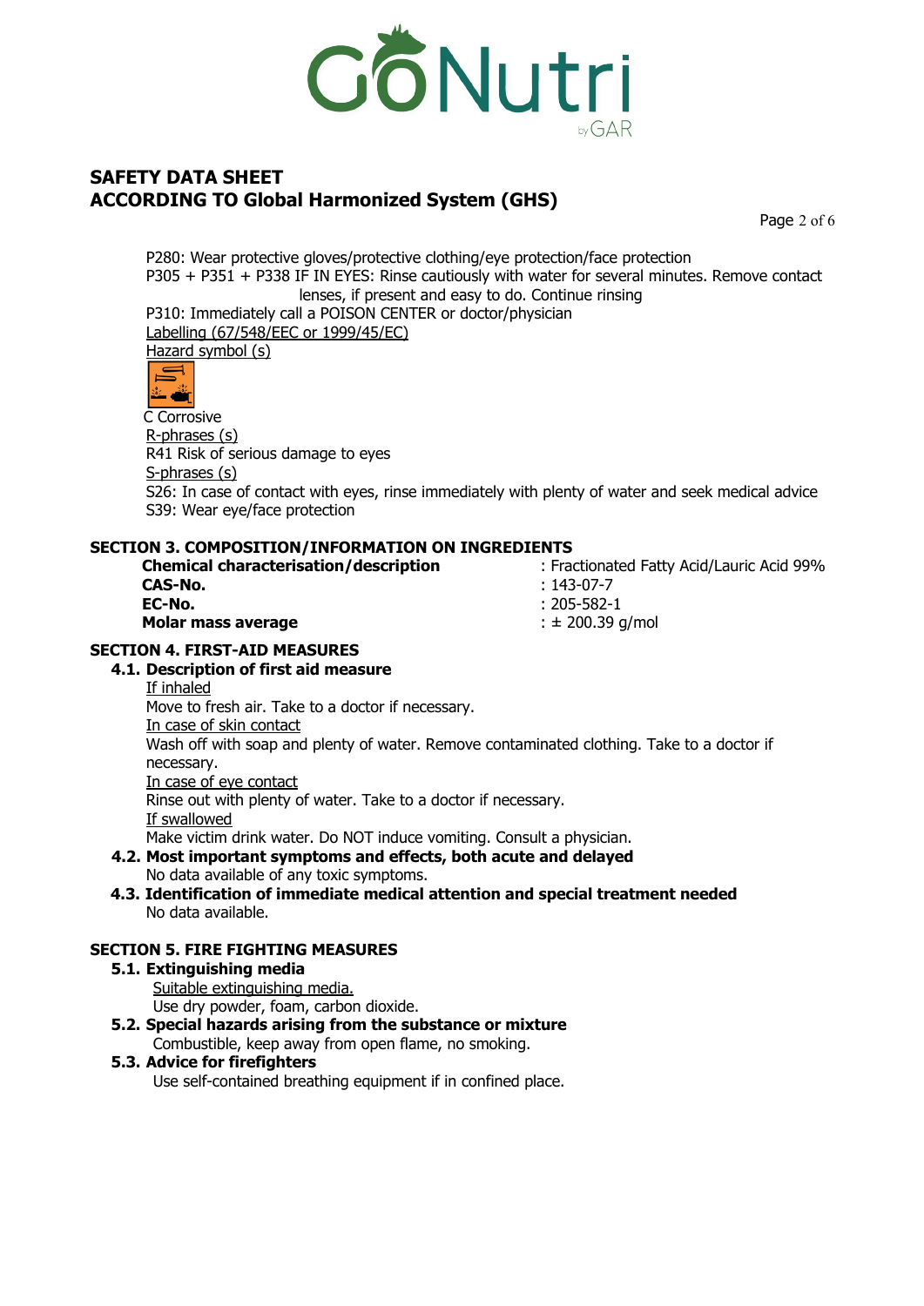P280: Wear protective gloves/protective clothing/eye protection/face protection

P305 + P351 + P338 IF IN EYES: Rinse cautiously with water for several minutes. Remove contact lenses, if present and easy to do. Continue rinsing

P310: Immediately call a POISON CENTER or doctor/physician

Labelling (67/548/EEC or 1999/45/EC)

Hazard symbol (s)

C Corrosive

R-phrases (s)

R41 Risk of serious damage to eyes

S-phrases (s)

S26: In case of contact with eyes, rinse immediately with plenty of water and seek medical advice

S39: Wear eye/face protection

## SECTION 3. COMPOSITION/INFORMATION ON INGREDIENTS

| | |
|---|---|
| **Chemical characterisation/description** | : Fractionated Fatty Acid/Lauric Acid 99% |
| **CAS-No.** | : 143-07-7 |
| **EC-No.** | : 205-582-1 |
| **Molar mass average** | : ± 200.39 g/mol |

## SECTION 4. FIRST-AID MEASURES

### 4.1. Description of first aid measure

If inhaled

Move to fresh air. Take to a doctor if necessary.

In case of skin contact

Wash off with soap and plenty of water. Remove contaminated clothing. Take to a doctor if necessary.

In case of eye contact

Rinse out with plenty of water. Take to a doctor if necessary.

If swallowed

Make victim drink water. Do NOT induce vomiting. Consult a physician.

### 4.2. Most important symptoms and effects, both acute and delayed

No data available of any toxic symptoms.

### 4.3. Identification of immediate medical attention and special treatment needed

No data available.

## SECTION 5. FIRE FIGHTING MEASURES

### 5.1. Extinguishing media

Suitable extinguishing media.

Use dry powder, foam, carbon dioxide.

### 5.2. Special hazards arising from the substance or mixture

Combustible, keep away from open flame, no smoking.

### 5.3. Advice for firefighters

Use self-contained breathing equipment if in confined place.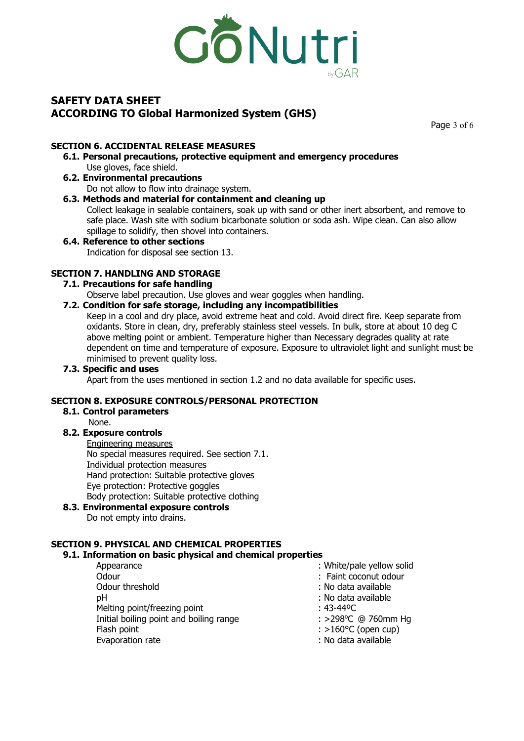## SECTION 6. ACCIDENTAL RELEASE MEASURES

### 6.1. Personal precautions, protective equipment and emergency procedures

Use gloves, face shield.

### 6.2. Environmental precautions

Do not allow to flow into drainage system.

### 6.3. Methods and material for containment and cleaning up

Collect leakage in sealable containers, soak up with sand or other inert absorbent, and remove to safe place. Wash site with sodium bicarbonate solution or soda ash. Wipe clean. Can also allow spillage to solidify, then shovel into containers.

### 6.4. Reference to other sections

Indication for disposal see section 13.

## SECTION 7. HANDLING AND STORAGE

### 7.1. Precautions for safe handling

Observe label precaution. Use gloves and wear goggles when handling.

### 7.2. Condition for safe storage, including any incompatibilities

Keep in a cool and dry place, avoid extreme heat and cold. Avoid direct fire. Keep separate from oxidants. Store in clean, dry, preferably stainless steel vessels. In bulk, store at about 10 deg C above melting point or ambient. Temperature higher than Necessary degrades quality at rate dependent on time and temperature of exposure. Exposure to ultraviolet light and sunlight must be minimised to prevent quality loss.

### 7.3. Specific and uses

Apart from the uses mentioned in section 1.2 and no data available for specific uses.

## SECTION 8. EXPOSURE CONTROLS/PERSONAL PROTECTION

### 8.1. Control parameters

None.

### 8.2. Exposure controls

Engineering measures

No special measures required. See section 7.1.

Individual protection measures

Hand protection: Suitable protective gloves

Eye protection: Protective goggles

Body protection: Suitable protective clothing

### 8.3. Environmental exposure controls

Do not empty into drains.

## SECTION 9. PHYSICAL AND CHEMICAL PROPERTIES

### 9.1. Information on basic physical and chemical properties

| | |
|---|---|
| Appearance | : White/pale yellow solid |
| Odour | : Faint coconut odour |
| Odour threshold | : No data available |
| pH | : No data available |
| Melting point/freezing point | : 43-44ºC |
| Initial boiling point and boiling range | : >298ºC @ 760mm Hg |
| Flash point | : >160°C (open cup) |
| Evaporation rate | : No data available |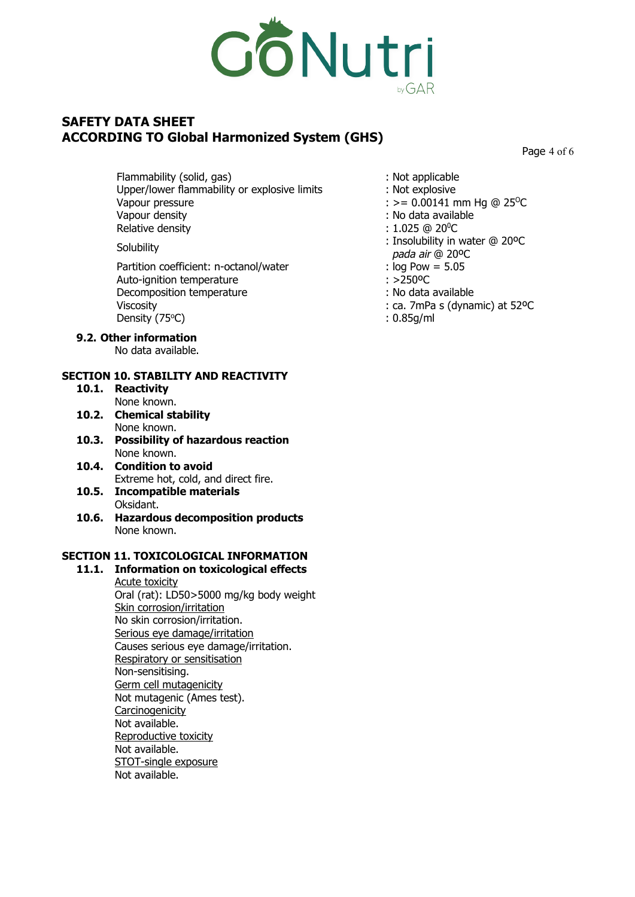| | |
|---|---|
| Flammability (solid, gas) | : Not applicable |
| Upper/lower flammability or explosive limits | : Not explosive |
| Vapour pressure | : >= 0.00141 mm Hg @ 25$^0$C |
| Vapour density | : No data available |
| Relative density | : 1.025 @ 20$^0$C |
| Solubility | : Insolubility in water @ 20ºC *pada air* @ 20ºC |
| Partition coefficient: n-octanol/water | : log Pow = 5.05 |
| Auto-ignition temperature | : >250ºC |
| Decomposition temperature | : No data available |
| Viscosity | : ca. 7mPa s (dynamic) at 52ºC |
| Density (75$^o$C) | : 0.85g/ml |

**9.2. Other information**

No data available.

## SECTION 10. STABILITY AND REACTIVITY

**10.1. Reactivity**

None known.

**10.2. Chemical stability**

None known.

**10.3. Possibility of hazardous reaction**

None known.

**10.4. Condition to avoid**

Extreme hot, cold, and direct fire.

**10.5. Incompatible materials**

Oksidant.

**10.6. Hazardous decomposition products**

None known.

## SECTION 11. TOXICOLOGICAL INFORMATION

**11.1. Information on toxicological effects**

Acute toxicity

Oral (rat): LD50>5000 mg/kg body weight

Skin corrosion/irritation

No skin corrosion/irritation.

Serious eye damage/irritation

Causes serious eye damage/irritation.

Respiratory or sensitisation

Non-sensitising.

Germ cell mutagenicity

Not mutagenic (Ames test).

Carcinogenicity

Not available.

Reproductive toxicity

Not available.

STOT-single exposure

Not available.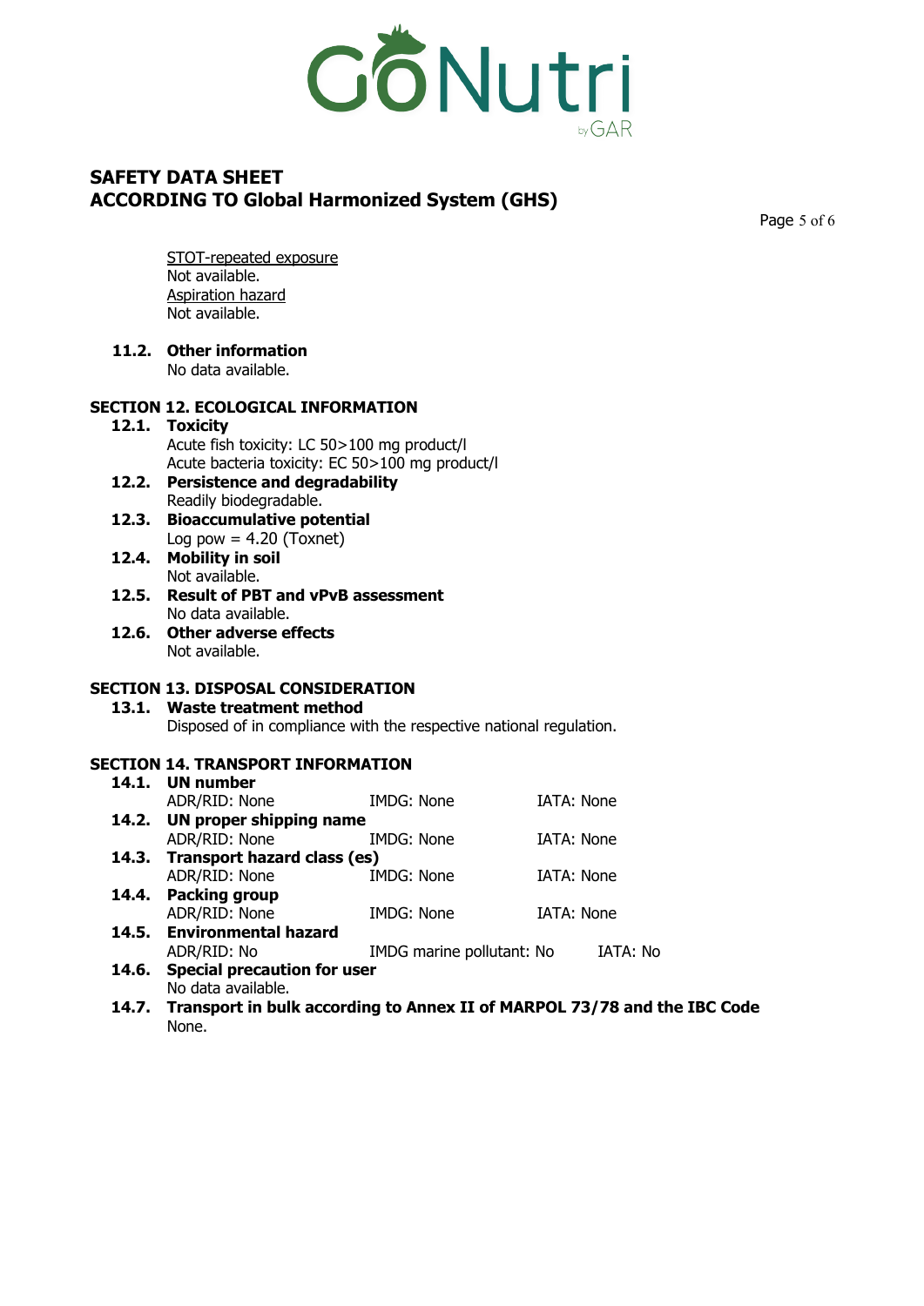STOT-repeated exposure
Not available.
Aspiration hazard
Not available.

**11.2. Other information**
No data available.

## SECTION 12. ECOLOGICAL INFORMATION

**12.1. Toxicity**
Acute fish toxicity: LC 50>100 mg product/l
Acute bacteria toxicity: EC 50>100 mg product/l

**12.2. Persistence and degradability**
Readily biodegradable.

**12.3. Bioaccumulative potential**
Log pow = 4.20 (Toxnet)

**12.4. Mobility in soil**
Not available.

**12.5. Result of PBT and vPvB assessment**
No data available.

**12.6. Other adverse effects**
Not available.

## SECTION 13. DISPOSAL CONSIDERATION

**13.1. Waste treatment method**
Disposed of in compliance with the respective national regulation.

## SECTION 14. TRANSPORT INFORMATION

**14.1. UN number**

| | | |
|---|---|---|
| ADR/RID: None | IMDG: None | IATA: None |

**14.2. UN proper shipping name**

| | | |
|---|---|---|
| ADR/RID: None | IMDG: None | IATA: None |

**14.3. Transport hazard class (es)**

| | | |
|---|---|---|
| ADR/RID: None | IMDG: None | IATA: None |

**14.4. Packing group**

| | | |
|---|---|---|
| ADR/RID: None | IMDG: None | IATA: None |

**14.5. Environmental hazard**

| | | |
|---|---|---|
| ADR/RID: No | IMDG marine pollutant: No | IATA: No |

**14.6. Special precaution for user**
No data available.

**14.7. Transport in bulk according to Annex II of MARPOL 73/78 and the IBC Code**
None.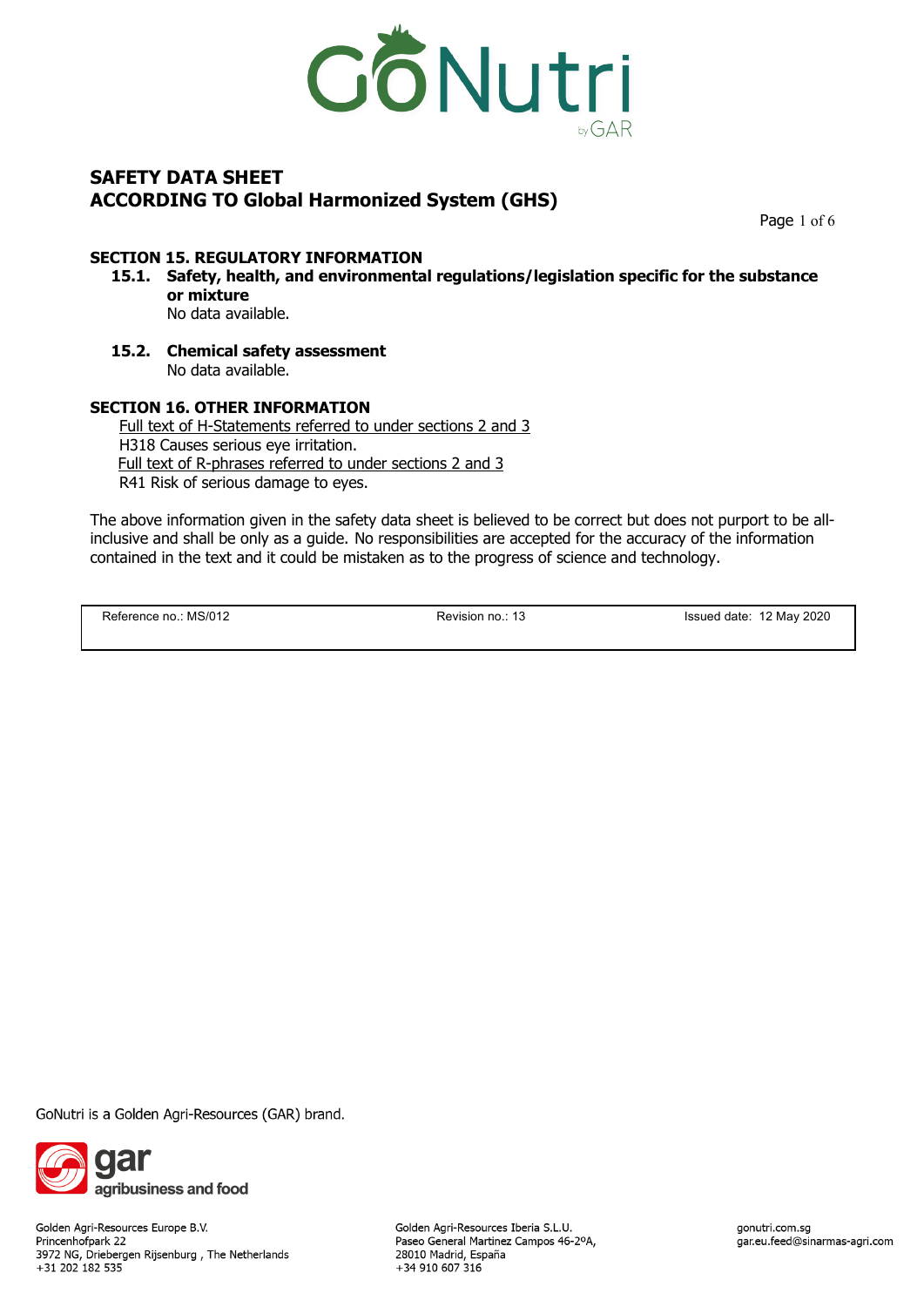## SECTION 15. REGULATORY INFORMATION

### 15.1. Safety, health, and environmental regulations/legislation specific for the substance or mixture

No data available.

### 15.2. Chemical safety assessment

No data available.

## SECTION 16. OTHER INFORMATION

Full text of H-Statements referred to under sections 2 and 3

H318 Causes serious eye irritation.

Full text of R-phrases referred to under sections 2 and 3

R41 Risk of serious damage to eyes.

The above information given in the safety data sheet is believed to be correct but does not purport to be all-inclusive and shall be only as a guide. No responsibilities are accepted for the accuracy of the information contained in the text and it could be mistaken as to the progress of science and technology.

| | | |
|---|---|---|
| Reference no.: MS/012 | Revision no.: 13 | Issued date: 12 May 2020 |